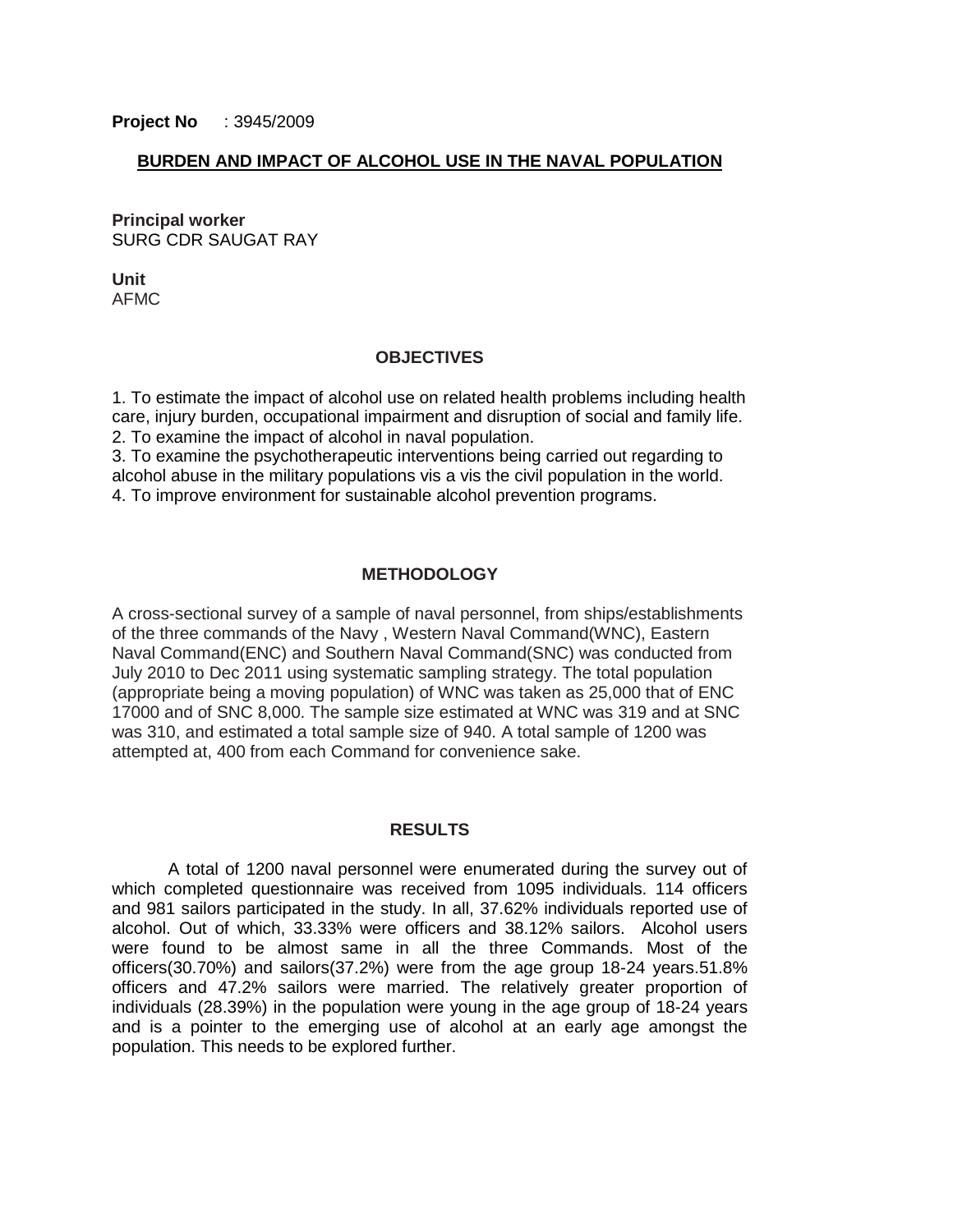**Project No** : 3945/2009

## BURDEN AND IMPACT OF ALCOHOL USE IN THE NAVAL POPULATION

**Principal worker**
SURG CDR SAUGAT RAY

**Unit**
AFMC

### OBJECTIVES

1. To estimate the impact of alcohol use on related health problems including health care, injury burden, occupational impairment and disruption of social and family life.
2. To examine the impact of alcohol in naval population.
3. To examine the psychotherapeutic interventions being carried out regarding to alcohol abuse in the military populations vis a vis the civil population in the world.
4. To improve environment for sustainable alcohol prevention programs.

### METHODOLOGY

A cross-sectional survey of a sample of naval personnel, from ships/establishments of the three commands of the Navy , Western Naval Command(WNC), Eastern Naval Command(ENC) and Southern Naval Command(SNC) was conducted from July 2010 to Dec 2011 using systematic sampling strategy. The total population (appropriate being a moving population) of WNC was taken as 25,000 that of ENC 17000 and of SNC 8,000. The sample size estimated at WNC was 319 and at SNC was 310, and estimated a total sample size of 940. A total sample of 1200 was attempted at, 400 from each Command for convenience sake.

### RESULTS

A total of 1200 naval personnel were enumerated during the survey out of which completed questionnaire was received from 1095 individuals. 114 officers and 981 sailors participated in the study. In all, 37.62% individuals reported use of alcohol. Out of which, 33.33% were officers and 38.12% sailors. Alcohol users were found to be almost same in all the three Commands. Most of the officers(30.70%) and sailors(37.2%) were from the age group 18-24 years.51.8% officers and 47.2% sailors were married. The relatively greater proportion of individuals (28.39%) in the population were young in the age group of 18-24 years and is a pointer to the emerging use of alcohol at an early age amongst the population. This needs to be explored further.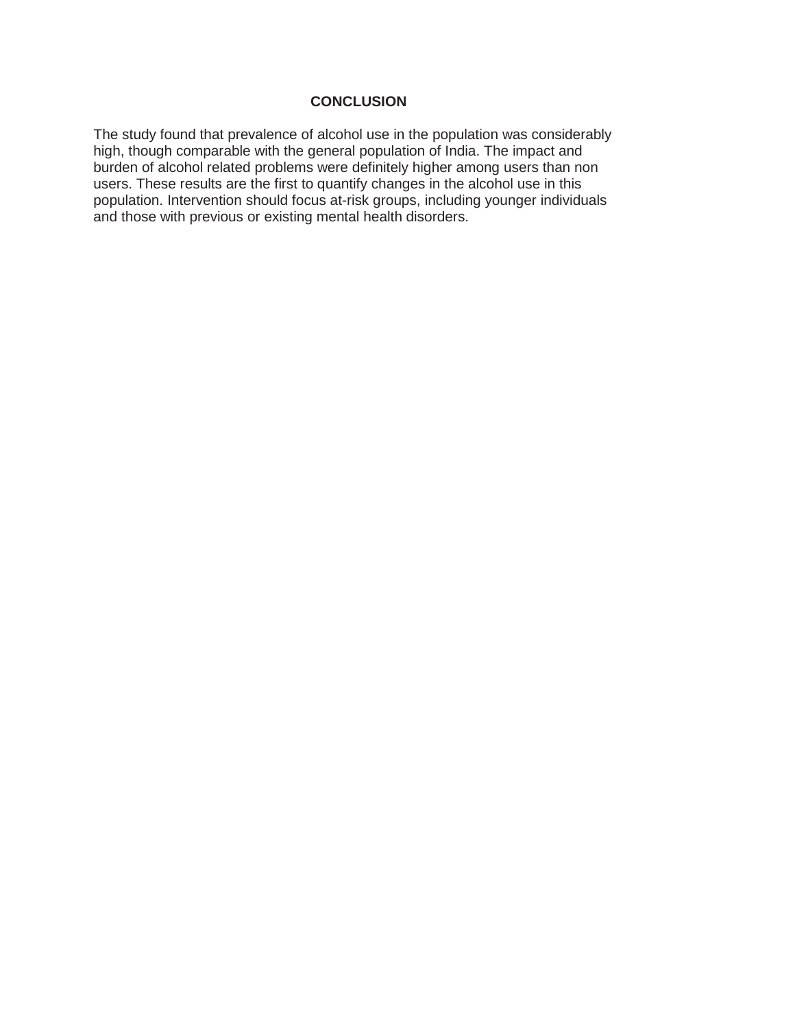## CONCLUSION

The study found that prevalence of alcohol use in the population was considerably high, though comparable with the general population of India. The impact and burden of alcohol related problems were definitely higher among users than non users. These results are the first to quantify changes in the alcohol use in this population. Intervention should focus at-risk groups, including younger individuals and those with previous or existing mental health disorders.